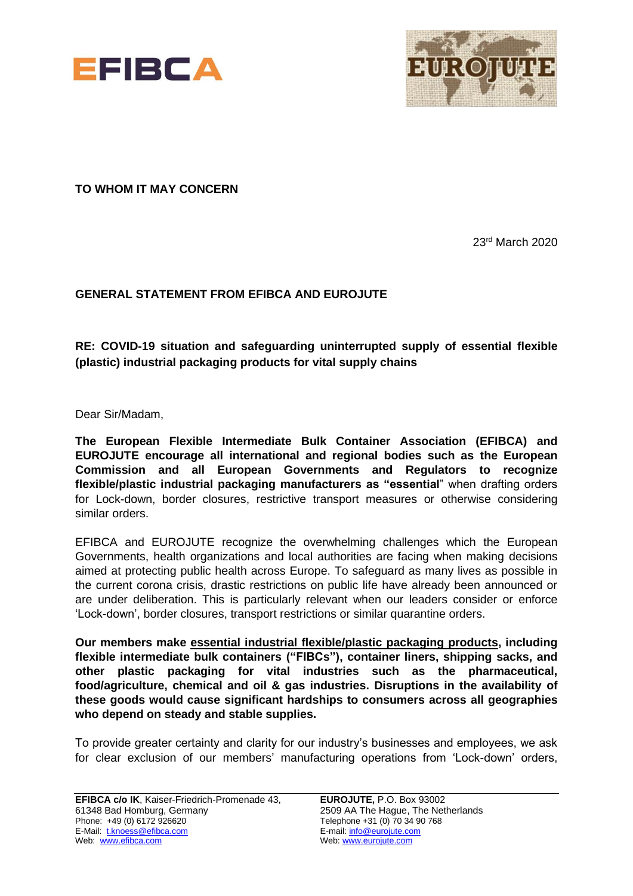EFIBCA

EUROJUTE

**TO WHOM IT MAY CONCERN**

23rd March 2020

**GENERAL STATEMENT FROM EFIBCA AND EUROJUTE**

**RE: COVID-19 situation and safeguarding uninterrupted supply of essential flexible (plastic) industrial packaging products for vital supply chains**

Dear Sir/Madam,

**The European Flexible Intermediate Bulk Container Association (EFIBCA) and EUROJUTE encourage all international and regional bodies such as the European Commission and all European Governments and Regulators to recognize flexible/plastic industrial packaging manufacturers as "essential**" when drafting orders for Lock-down, border closures, restrictive transport measures or otherwise considering similar orders.

EFIBCA and EUROJUTE recognize the overwhelming challenges which the European Governments, health organizations and local authorities are facing when making decisions aimed at protecting public health across Europe. To safeguard as many lives as possible in the current corona crisis, drastic restrictions on public life have already been announced or are under deliberation. This is particularly relevant when our leaders consider or enforce 'Lock-down', border closures, transport restrictions or similar quarantine orders.

**Our members make <u>essential industrial flexible/plastic packaging products</u>, including flexible intermediate bulk containers ("FIBCs"), container liners, shipping sacks, and other plastic packaging for vital industries such as the pharmaceutical, food/agriculture, chemical and oil & gas industries. Disruptions in the availability of these goods would cause significant hardships to consumers across all geographies who depend on steady and stable supplies.**

To provide greater certainty and clarity for our industry's businesses and employees, we ask for clear exclusion of our members' manufacturing operations from 'Lock-down' orders,

**EFIBCA c/o IK**, Kaiser-Friedrich-Promenade 43,
61348 Bad Homburg, Germany
Phone: +49 (0) 6172 926620
E-Mail: t.knoess@efibca.com
Web: www.efibca.com

**EUROJUTE,** P.O. Box 93002
2509 AA The Hague, The Netherlands
Telephone +31 (0) 70 34 90 768
E-mail: info@eurojute.com
Web: www.eurojute.com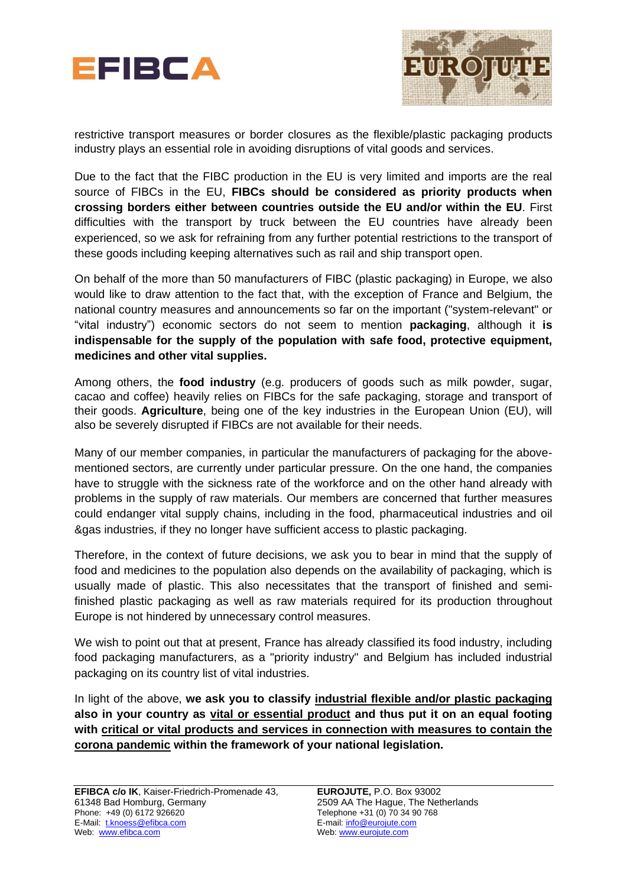restrictive transport measures or border closures as the flexible/plastic packaging products industry plays an essential role in avoiding disruptions of vital goods and services.

Due to the fact that the FIBC production in the EU is very limited and imports are the real source of FIBCs in the EU, **FIBCs should be considered as priority products when crossing borders either between countries outside the EU and/or within the EU**. First difficulties with the transport by truck between the EU countries have already been experienced, so we ask for refraining from any further potential restrictions to the transport of these goods including keeping alternatives such as rail and ship transport open.

On behalf of the more than 50 manufacturers of FIBC (plastic packaging) in Europe, we also would like to draw attention to the fact that, with the exception of France and Belgium, the national country measures and announcements so far on the important ("system-relevant" or "vital industry") economic sectors do not seem to mention **packaging**, although it **is indispensable for the supply of the population with safe food, protective equipment, medicines and other vital supplies.**

Among others, the **food industry** (e.g. producers of goods such as milk powder, sugar, cacao and coffee) heavily relies on FIBCs for the safe packaging, storage and transport of their goods. **Agriculture**, being one of the key industries in the European Union (EU), will also be severely disrupted if FIBCs are not available for their needs.

Many of our member companies, in particular the manufacturers of packaging for the above-mentioned sectors, are currently under particular pressure. On the one hand, the companies have to struggle with the sickness rate of the workforce and on the other hand already with problems in the supply of raw materials. Our members are concerned that further measures could endanger vital supply chains, including in the food, pharmaceutical industries and oil &gas industries, if they no longer have sufficient access to plastic packaging.

Therefore, in the context of future decisions, we ask you to bear in mind that the supply of food and medicines to the population also depends on the availability of packaging, which is usually made of plastic. This also necessitates that the transport of finished and semi-finished plastic packaging as well as raw materials required for its production throughout Europe is not hindered by unnecessary control measures.

We wish to point out that at present, France has already classified its food industry, including food packaging manufacturers, as a "priority industry" and Belgium has included industrial packaging on its country list of vital industries.

In light of the above, **we ask you to classify <u>industrial flexible and/or plastic packaging</u> also in your country as <u>vital or essential product</u> and thus put it on an equal footing with <u>critical or vital products and services in connection with measures to contain the corona pandemic</u> within the framework of your national legislation.**

**EFIBCA c/o IK**, Kaiser-Friedrich-Promenade 43, 61348 Bad Homburg, Germany
Phone: +49 (0) 6172 926620
E-Mail: t.knoess@efibca.com
Web: www.efibca.com

**EUROJUTE,** P.O. Box 93002
2509 AA The Hague, The Netherlands
Telephone +31 (0) 70 34 90 768
E-mail: info@eurojute.com
Web: www.eurojute.com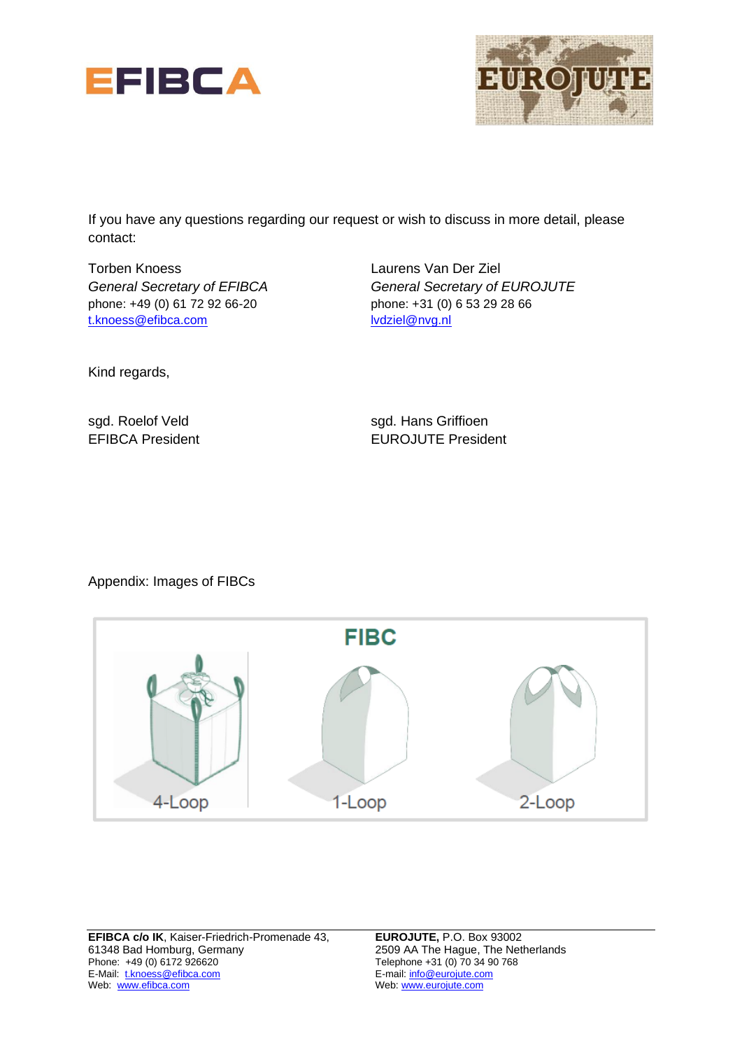If you have any questions regarding our request or wish to discuss in more detail, please contact:

Torben Knoess
*General Secretary of EFIBCA*
phone: +49 (0) 61 72 92 66-20
t.knoess@efibca.com

Laurens Van Der Ziel
*General Secretary of EUROJUTE*
phone: +31 (0) 6 53 29 28 66
lvdziel@nvg.nl

Kind regards,

sgd. Roelof Veld
EFIBCA President

sgd. Hans Griffioen
EUROJUTE President

Appendix: Images of FIBCs

FIBC

4-Loop

1-Loop

2-Loop

**EFIBCA c/o IK**, Kaiser-Friedrich-Promenade 43,
61348 Bad Homburg, Germany
Phone: +49 (0) 6172 926620
E-Mail: t.knoess@efibca.com
Web: www.efibca.com

**EUROJUTE,** P.O. Box 93002
2509 AA The Hague, The Netherlands
Telephone +31 (0) 70 34 90 768
E-mail: info@eurojute.com
Web: www.eurojute.com